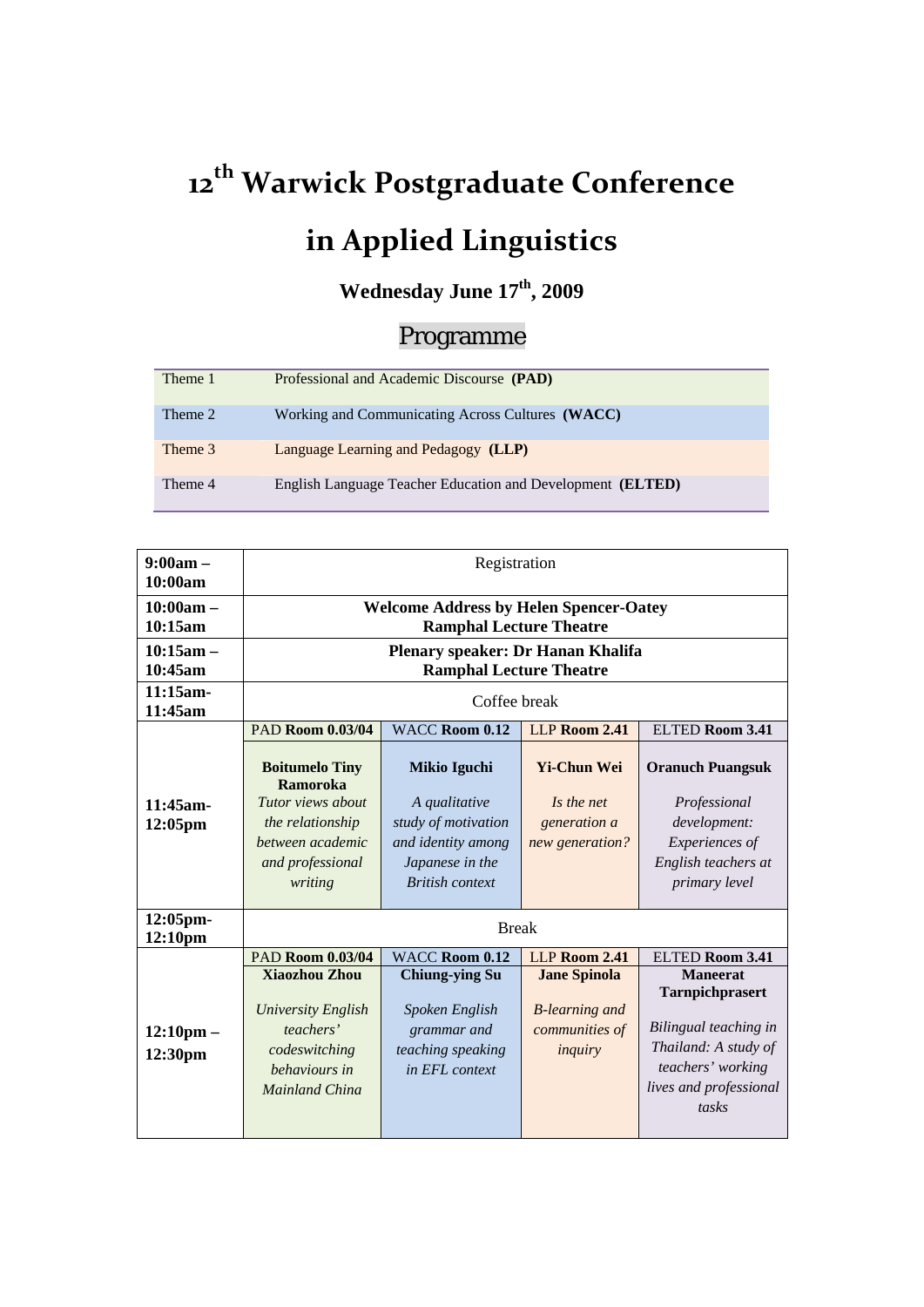# 12th Warwick Postgraduate Conference in Applied Linguistics

### Wednesday June 17th, 2009

## Programme

| | |
|---|---|
| Theme 1 | Professional and Academic Discourse **(PAD)** |
| Theme 2 | Working and Communicating Across Cultures **(WACC)** |
| Theme 3 | Language Learning and Pedagogy **(LLP)** |
| Theme 4 | English Language Teacher Education and Development **(ELTED)** |

| | | | | |
|---|---|---|---|---|
| **9:00am – 10:00am** | Registration | | | |
| **10:00am – 10:15am** | **Welcome Address by Helen Spencer-Oatey Ramphal Lecture Theatre** | | | |
| **10:15am – 10:45am** | **Plenary speaker: Dr Hanan Khalifa Ramphal Lecture Theatre** | | | |
| **11:15am-11:45am** | Coffee break | | | |
| | PAD **Room 0.03/04** | WACC **Room 0.12** | LLP **Room 2.41** | ELTED **Room 3.41** |
| **11:45am-12:05pm** | **Boitumelo Tiny Ramoroka** *Tutor views about the relationship between academic and professional writing* | **Mikio Iguchi** *A qualitative study of motivation and identity among Japanese in the British context* | **Yi-Chun Wei** *Is the net generation a new generation?* | **Oranuch Puangsuk** *Professional development: Experiences of English teachers at primary level* |
| **12:05pm-12:10pm** | Break | | | |
| | PAD **Room 0.03/04** | WACC **Room 0.12** | LLP **Room 2.41** | ELTED **Room 3.41** |
| **12:10pm – 12:30pm** | **Xiaozhou Zhou** *University English teachers' codeswitching behaviours in Mainland China* | **Chiung-ying Su** *Spoken English grammar and teaching speaking in EFL context* | **Jane Spinola** *B-learning and communities of inquiry* | **Maneerat Tarnpichprasert** *Bilingual teaching in Thailand: A study of teachers' working lives and professional tasks* |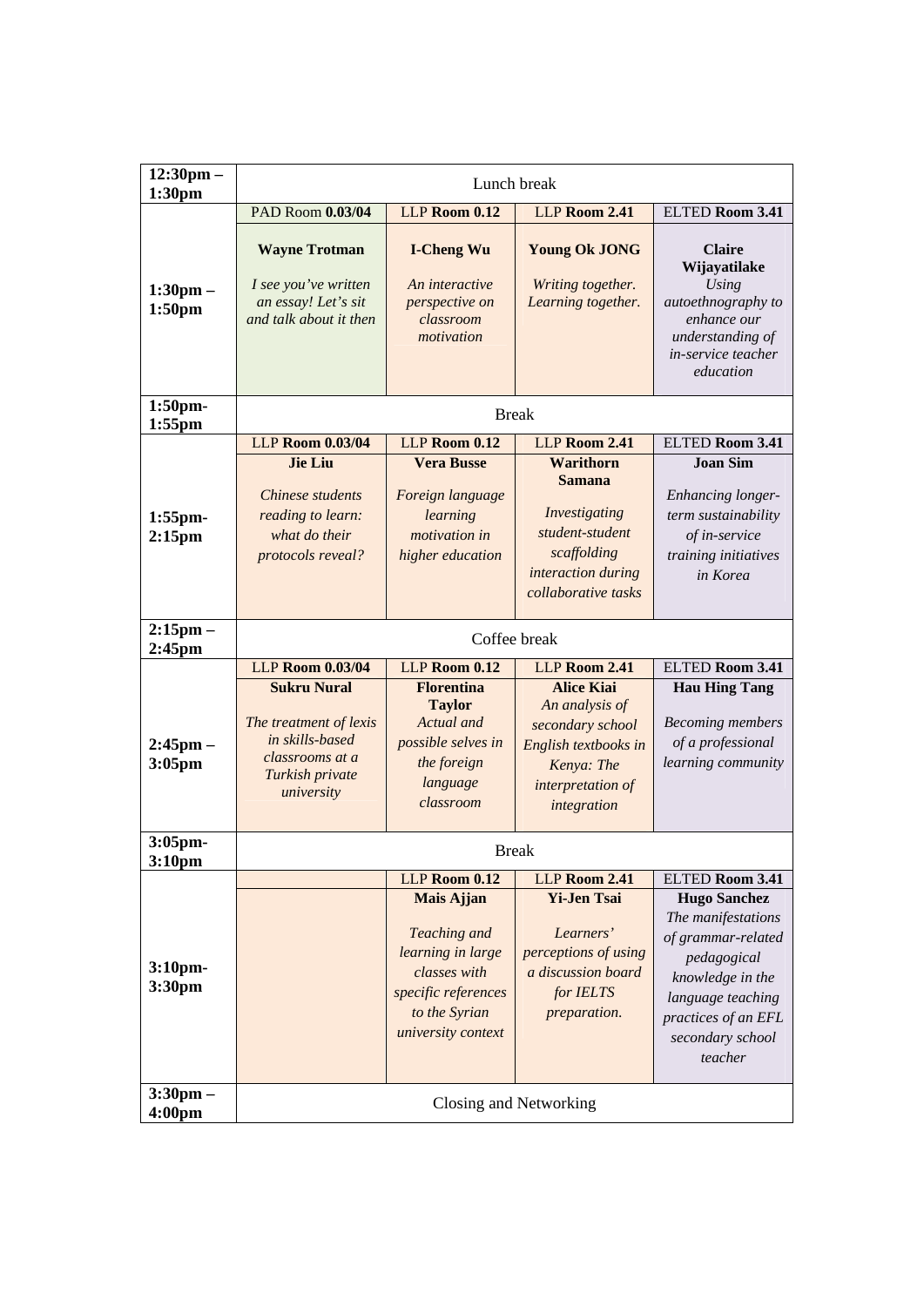| | | | | |
|---|---|---|---|---|
| **12:30pm – 1:30pm** | Lunch break | | | |
| | PAD Room **0.03/04** | LLP **Room 0.12** | LLP **Room 2.41** | ELTED **Room 3.41** |
| **1:30pm – 1:50pm** | **Wayne Trotman** *I see you've written an essay! Let's sit and talk about it then* | **I-Cheng Wu** *An interactive perspective on classroom motivation* | **Young Ok JONG** *Writing together. Learning together.* | **Claire Wijayatilake** *Using autoethnography to enhance our understanding of in-service teacher education* |
| **1:50pm-1:55pm** | Break | | | |
| | LLP **Room 0.03/04** | LLP **Room 0.12** | LLP **Room 2.41** | ELTED **Room 3.41** |
| **1:55pm-2:15pm** | **Jie Liu** *Chinese students reading to learn: what do their protocols reveal?* | **Vera Busse** *Foreign language learning motivation in higher education* | **Warithorn Samana** *Investigating student-student scaffolding interaction during collaborative tasks* | **Joan Sim** *Enhancing longer-term sustainability of in-service training initiatives in Korea* |
| **2:15pm – 2:45pm** | Coffee break | | | |
| | LLP **Room 0.03/04** | LLP **Room 0.12** | LLP **Room 2.41** | ELTED **Room 3.41** |
| **2:45pm – 3:05pm** | **Sukru Nural** *The treatment of lexis in skills-based classrooms at a Turkish private university* | **Florentina Taylor** *Actual and possible selves in the foreign language classroom* | **Alice Kiai** *An analysis of secondary school English textbooks in Kenya: The interpretation of integration* | **Hau Hing Tang** *Becoming members of a professional learning community* |
| **3:05pm-3:10pm** | Break | | | |
| | | LLP **Room 0.12** | LLP **Room 2.41** | ELTED **Room 3.41** |
| **3:10pm-3:30pm** | | **Mais Ajjan** *Teaching and learning in large classes with specific references to the Syrian university context* | **Yi-Jen Tsai** *Learners' perceptions of using a discussion board for IELTS preparation.* | **Hugo Sanchez** *The manifestations of grammar-related pedagogical knowledge in the language teaching practices of an EFL secondary school teacher* |
| **3:30pm – 4:00pm** | Closing and Networking | | | |